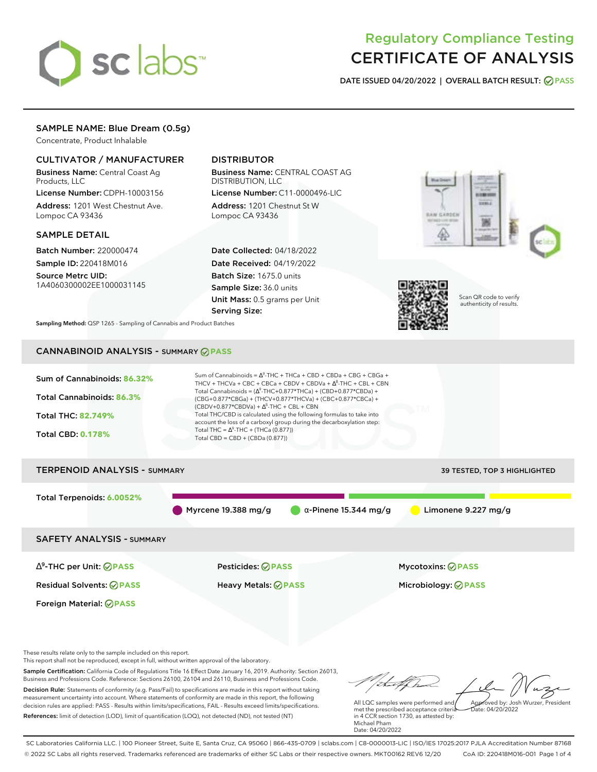# Regulatory Compliance Testing
# CERTIFICATE OF ANALYSIS

**DATE ISSUED 04/20/2022 | OVERALL BATCH RESULT: PASS**

## SAMPLE NAME: Blue Dream (0.5g)

Concentrate, Product Inhalable

### CULTIVATOR / MANUFACTURER

**Business Name:** Central Coast Ag Products, LLC

**License Number:** CDPH-10003156

**Address:** 1201 West Chestnut Ave. Lompoc CA 93436

### DISTRIBUTOR

**Business Name:** CENTRAL COAST AG DISTRIBUTION, LLC

**License Number:** C11-0000496-LIC

**Address:** 1201 Chestnut St W Lompoc CA 93436

### SAMPLE DETAIL

**Batch Number:** 220000474

**Sample ID:** 220418M016

**Source Metrc UID:** 1A4060300002EE1000031145

**Date Collected:** 04/18/2022

**Date Received:** 04/19/2022

**Batch Size:** 1675.0 units

**Sample Size:** 36.0 units

**Unit Mass:** 0.5 grams per Unit

**Serving Size:**

Scan QR code to verify authenticity of results.

**Sampling Method:** QSP 1265 - Sampling of Cannabis and Product Batches

## CANNABINOID ANALYSIS - SUMMARY PASS

**Sum of Cannabinoids:** 86.32%

**Total Cannabinoids:** 86.3%

**Total THC:** 82.749%

**Total CBD:** 0.178%

Sum of Cannabinoids = $\Delta^9$-THC + THCa + CBD + CBDa + CBG + CBGa + THCV + THCVa + CBC + CBCa + CBDV + CBDVa + $\Delta^8$-THC + CBL + CBN

Total Cannabinoids = ($\Delta^9$-THC+0.877*THCa) + (CBD+0.877*CBDa) + (CBG+0.877*CBGa) + (THCV+0.877*THCVa) + (CBC+0.877*CBCa) + (CBDV+0.877*CBDVa) + $\Delta^8$-THC + CBL + CBN

Total THC/CBD is calculated using the following formulas to take into account the loss of a carboxyl group during the decarboxylation step:

Total THC = $\Delta^9$-THC + (THCa (0.877))

Total CBD = CBD + (CBDa (0.877))

## TERPENOID ANALYSIS - SUMMARY

39 TESTED, TOP 3 HIGHLIGHTED

**Total Terpenoids:** 6.0052%

Myrcene 19.388 mg/g | α-Pinene 15.344 mg/g | Limonene 9.227 mg/g

## SAFETY ANALYSIS - SUMMARY

| | | |
|---|---|---|
| $\Delta^9$-THC per Unit: PASS | Pesticides: PASS | Mycotoxins: PASS |
| Residual Solvents: PASS | Heavy Metals: PASS | Microbiology: PASS |
| Foreign Material: PASS | | |

These results relate only to the sample included on this report.
This report shall not be reproduced, except in full, without written approval of the laboratory.

**Sample Certification:** California Code of Regulations Title 16 Effect Date January 16, 2019. Authority: Section 26013, Business and Professions Code. Reference: Sections 26100, 26104 and 26110, Business and Professions Code.

**Decision Rule:** Statements of conformity (e.g. Pass/Fail) to specifications are made in this report without taking measurement uncertainty into account. Where statements of conformity are made in this report, the following decision rules are applied: PASS - Results within limits/specifications, FAIL - Results exceed limits/specifications.

**References:** limit of detection (LOD), limit of quantification (LOQ), not detected (ND), not tested (NT)

All LQC samples were performed and met the prescribed acceptance criteria in 4 CCR section 1730, as attested by: Michael Pham
Date: 04/20/2022

Approved by: Josh Wurzer, President
Date: 04/20/2022

SC Laboratories California LLC. | 100 Pioneer Street, Suite E, Santa Cruz, CA 95060 | 866-435-0709 | sclabs.com | C8-0000013-LIC | ISO/IES 17025:2017 PJLA Accreditation Number 87168
© 2022 SC Labs all rights reserved. Trademarks referenced are trademarks of either SC Labs or their respective owners. MKT00162 REV6 12/20 CoA ID: 220418M016-001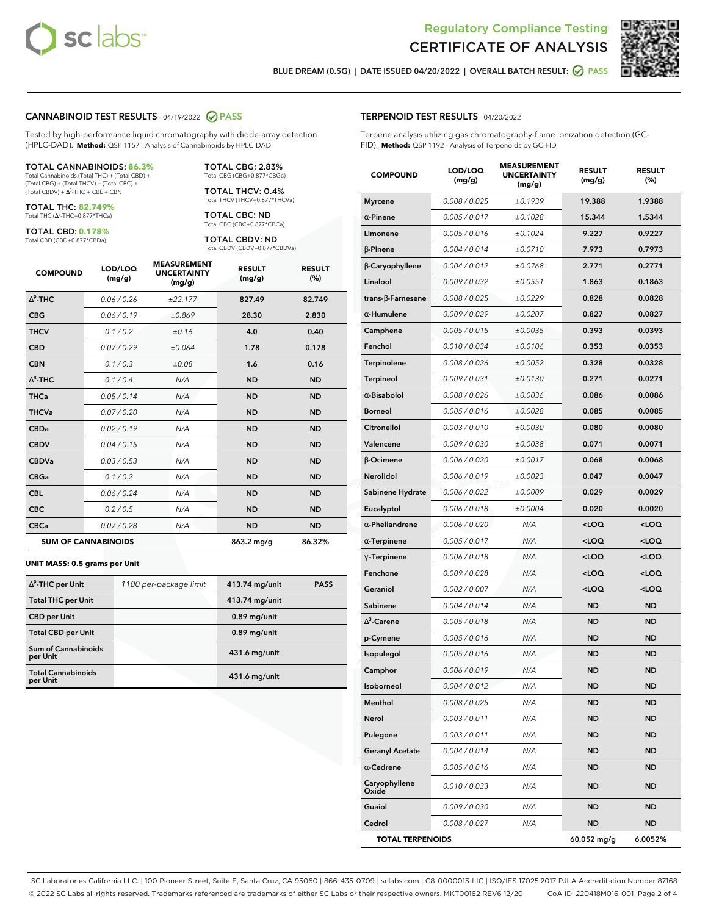Regulatory Compliance Testing
CERTIFICATE OF ANALYSIS

BLUE DREAM (0.5G) | DATE ISSUED 04/20/2022 | OVERALL BATCH RESULT: PASS

## CANNABINOID TEST RESULTS - 04/19/2022 PASS

Tested by high-performance liquid chromatography with diode-array detection (HPLC-DAD). **Method:** QSP 1157 - Analysis of Cannabinoids by HPLC-DAD

**TOTAL CANNABINOIDS: 86.3%**
Total Cannabinoids (Total THC) + (Total CBD) + (Total CBG) + (Total THCV) + (Total CBC) + (Total CBDV) + Δ8-THC + CBL + CBN

**TOTAL THC: 82.749%**
Total THC (Δ9-THC+0.877*THCa)

**TOTAL CBD: 0.178%**
Total CBD (CBD+0.877*CBDa)

**TOTAL CBG: 2.83%**
Total CBG (CBG+0.877*CBGa)

**TOTAL THCV: 0.4%**
Total THCV (THCV+0.877*THCVa)

**TOTAL CBC: ND**
Total CBC (CBC+0.877*CBCa)

**TOTAL CBDV: ND**
Total CBDV (CBDV+0.877*CBDVa)

| COMPOUND | LOD/LOQ (mg/g) | MEASUREMENT UNCERTAINTY (mg/g) | RESULT (mg/g) | RESULT (%) |
|---|---|---|---|---|
| Δ9-THC | 0.06 / 0.26 | ±22.177 | 827.49 | 82.749 |
| CBG | 0.06 / 0.19 | ±0.869 | 28.30 | 2.830 |
| THCV | 0.1 / 0.2 | ±0.16 | 4.0 | 0.40 |
| CBD | 0.07 / 0.29 | ±0.064 | 1.78 | 0.178 |
| CBN | 0.1 / 0.3 | ±0.08 | 1.6 | 0.16 |
| Δ8-THC | 0.1 / 0.4 | N/A | ND | ND |
| THCa | 0.05 / 0.14 | N/A | ND | ND |
| THCVa | 0.07 / 0.20 | N/A | ND | ND |
| CBDa | 0.02 / 0.19 | N/A | ND | ND |
| CBDV | 0.04 / 0.15 | N/A | ND | ND |
| CBDVa | 0.03 / 0.53 | N/A | ND | ND |
| CBGa | 0.1 / 0.2 | N/A | ND | ND |
| CBL | 0.06 / 0.24 | N/A | ND | ND |
| CBC | 0.2 / 0.5 | N/A | ND | ND |
| CBCa | 0.07 / 0.28 | N/A | ND | ND |
| **SUM OF CANNABINOIDS** | | | 863.2 mg/g | 86.32% |

**UNIT MASS: 0.5 grams per Unit**

| | | | |
|---|---|---|---|
| Δ9-THC per Unit | 1100 per-package limit | 413.74 mg/unit | PASS |
| Total THC per Unit | | 413.74 mg/unit | |
| CBD per Unit | | 0.89 mg/unit | |
| Total CBD per Unit | | 0.89 mg/unit | |
| Sum of Cannabinoids per Unit | | 431.6 mg/unit | |
| Total Cannabinoids per Unit | | 431.6 mg/unit | |

## TERPENOID TEST RESULTS - 04/20/2022

Terpene analysis utilizing gas chromatography-flame ionization detection (GC-FID). **Method:** QSP 1192 - Analysis of Terpenoids by GC-FID

| COMPOUND | LOD/LOQ (mg/g) | MEASUREMENT UNCERTAINTY (mg/g) | RESULT (mg/g) | RESULT (%) |
|---|---|---|---|---|
| Myrcene | 0.008 / 0.025 | ±0.1939 | 19.388 | 1.9388 |
| α-Pinene | 0.005 / 0.017 | ±0.1028 | 15.344 | 1.5344 |
| Limonene | 0.005 / 0.016 | ±0.1024 | 9.227 | 0.9227 |
| β-Pinene | 0.004 / 0.014 | ±0.0710 | 7.973 | 0.7973 |
| β-Caryophyllene | 0.004 / 0.012 | ±0.0768 | 2.771 | 0.2771 |
| Linalool | 0.009 / 0.032 | ±0.0551 | 1.863 | 0.1863 |
| trans-β-Farnesene | 0.008 / 0.025 | ±0.0229 | 0.828 | 0.0828 |
| α-Humulene | 0.009 / 0.029 | ±0.0207 | 0.827 | 0.0827 |
| Camphene | 0.005 / 0.015 | ±0.0035 | 0.393 | 0.0393 |
| Fenchol | 0.010 / 0.034 | ±0.0106 | 0.353 | 0.0353 |
| Terpinolene | 0.008 / 0.026 | ±0.0052 | 0.328 | 0.0328 |
| Terpineol | 0.009 / 0.031 | ±0.0130 | 0.271 | 0.0271 |
| α-Bisabolol | 0.008 / 0.026 | ±0.0036 | 0.086 | 0.0086 |
| Borneol | 0.005 / 0.016 | ±0.0028 | 0.085 | 0.0085 |
| Citronellol | 0.003 / 0.010 | ±0.0030 | 0.080 | 0.0080 |
| Valencene | 0.009 / 0.030 | ±0.0038 | 0.071 | 0.0071 |
| β-Ocimene | 0.006 / 0.020 | ±0.0017 | 0.068 | 0.0068 |
| Nerolidol | 0.006 / 0.019 | ±0.0023 | 0.047 | 0.0047 |
| Sabinene Hydrate | 0.006 / 0.022 | ±0.0009 | 0.029 | 0.0029 |
| Eucalyptol | 0.006 / 0.018 | ±0.0004 | 0.020 | 0.0020 |
| α-Phellandrene | 0.006 / 0.020 | N/A | <LOQ | <LOQ |
| α-Terpinene | 0.005 / 0.017 | N/A | <LOQ | <LOQ |
| γ-Terpinene | 0.006 / 0.018 | N/A | <LOQ | <LOQ |
| Fenchone | 0.009 / 0.028 | N/A | <LOQ | <LOQ |
| Geraniol | 0.002 / 0.007 | N/A | <LOQ | <LOQ |
| Sabinene | 0.004 / 0.014 | N/A | ND | ND |
| Δ3-Carene | 0.005 / 0.018 | N/A | ND | ND |
| p-Cymene | 0.005 / 0.016 | N/A | ND | ND |
| Isopulegol | 0.005 / 0.016 | N/A | ND | ND |
| Camphor | 0.006 / 0.019 | N/A | ND | ND |
| Isoborneol | 0.004 / 0.012 | N/A | ND | ND |
| Menthol | 0.008 / 0.025 | N/A | ND | ND |
| Nerol | 0.003 / 0.011 | N/A | ND | ND |
| Pulegone | 0.003 / 0.011 | N/A | ND | ND |
| Geranyl Acetate | 0.004 / 0.014 | N/A | ND | ND |
| α-Cedrene | 0.005 / 0.016 | N/A | ND | ND |
| Caryophyllene Oxide | 0.010 / 0.033 | N/A | ND | ND |
| Guaiol | 0.009 / 0.030 | N/A | ND | ND |
| Cedrol | 0.008 / 0.027 | N/A | ND | ND |
| **TOTAL TERPENOIDS** | | | 60.052 mg/g | 6.0052% |

SC Laboratories California LLC. | 100 Pioneer Street, Suite E, Santa Cruz, CA 95060 | 866-435-0709 | sclabs.com | C8-0000013-LIC | ISO/IES 17025:2017 PJLA Accreditation Number 87168
© 2022 SC Labs all rights reserved. Trademarks referenced are trademarks of either SC Labs or their respective owners. MKT00162 REV6 12/20 CoA ID: 220418M016-001